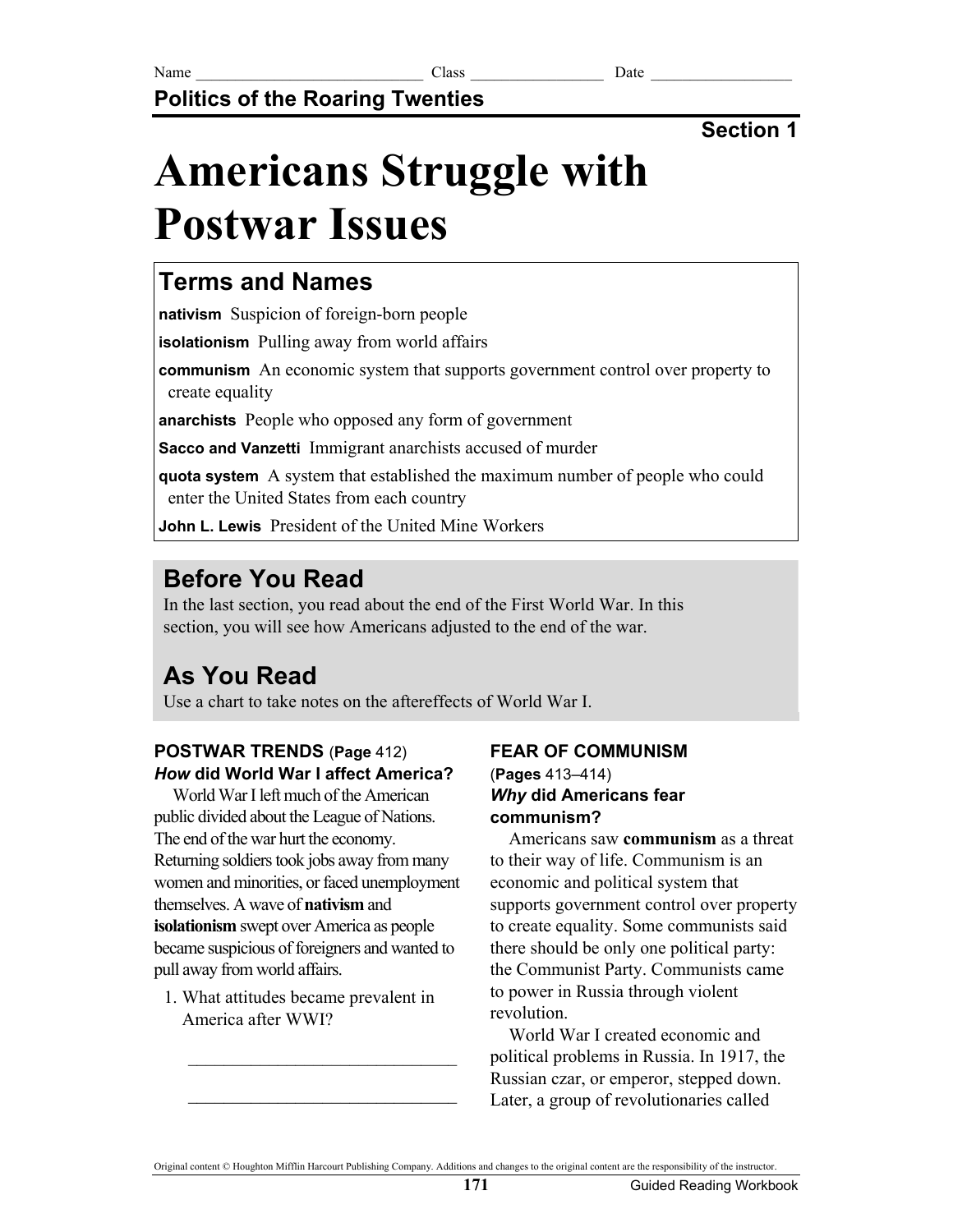Name ____________________________ Class ________________ Date _________________

**Politics of the Roaring Twenties**

**Section 1**

# Americans Struggle with Postwar Issues

## Terms and Names

**nativism** Suspicion of foreign-born people

**isolationism** Pulling away from world affairs

**communism** An economic system that supports government control over property to create equality

**anarchists** People who opposed any form of government

**Sacco and Vanzetti** Immigrant anarchists accused of murder

**quota system** A system that established the maximum number of people who could enter the United States from each country

**John L. Lewis** President of the United Mine Workers

## Before You Read

In the last section, you read about the end of the First World War. In this section, you will see how Americans adjusted to the end of the war.

## As You Read

Use a chart to take notes on the aftereffects of World War I.

### POSTWAR TRENDS (Page 412)

***How* did World War I affect America?**

World War I left much of the American public divided about the League of Nations. The end of the war hurt the economy. Returning soldiers took jobs away from many women and minorities, or faced unemployment themselves. A wave of **nativism** and **isolationism** swept over America as people became suspicious of foreigners and wanted to pull away from world affairs.

1. What attitudes became prevalent in America after WWI?

_______________________________

_______________________________

### FEAR OF COMMUNISM (Pages 413–414)

***Why* did Americans fear communism?**

Americans saw **communism** as a threat to their way of life. Communism is an economic and political system that supports government control over property to create equality. Some communists said there should be only one political party: the Communist Party. Communists came to power in Russia through violent revolution.

World War I created economic and political problems in Russia. In 1917, the Russian czar, or emperor, stepped down. Later, a group of revolutionaries called

Original content © Houghton Mifflin Harcourt Publishing Company. Additions and changes to the original content are the responsibility of the instructor.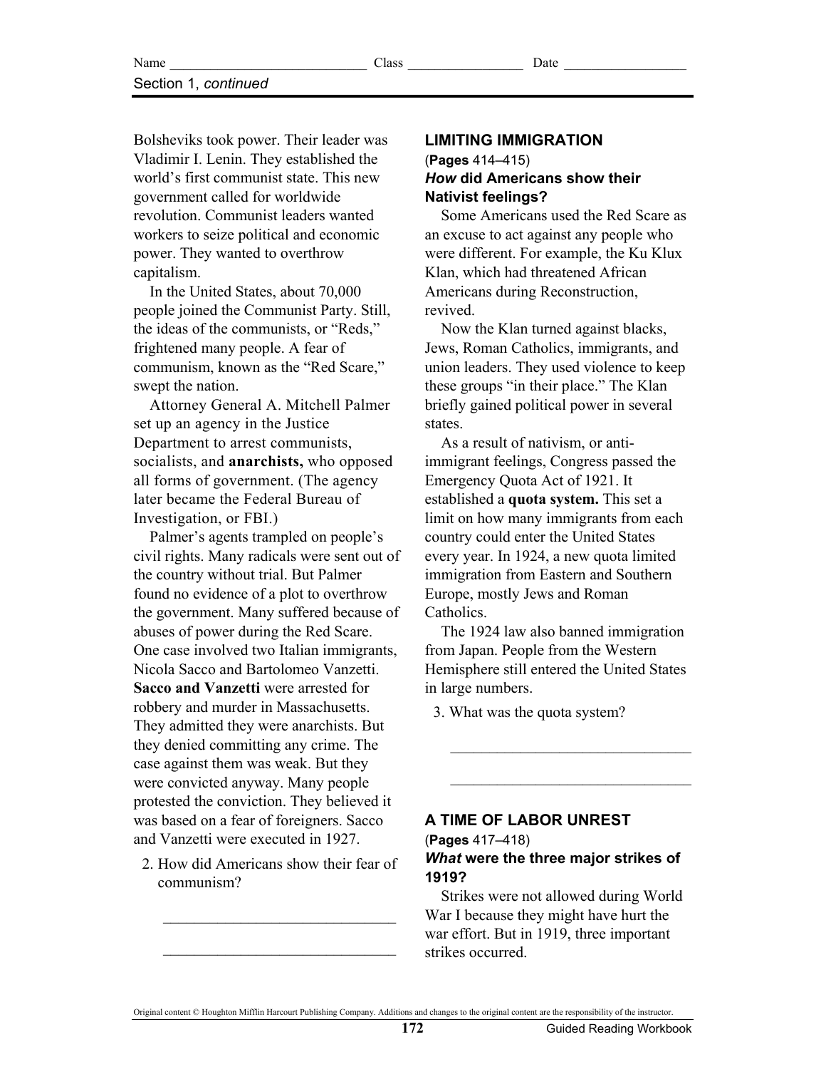Bolsheviks took power. Their leader was Vladimir I. Lenin. They established the world's first communist state. This new government called for worldwide revolution. Communist leaders wanted workers to seize political and economic power. They wanted to overthrow capitalism.

In the United States, about 70,000 people joined the Communist Party. Still, the ideas of the communists, or "Reds," frightened many people. A fear of communism, known as the "Red Scare," swept the nation.

Attorney General A. Mitchell Palmer set up an agency in the Justice Department to arrest communists, socialists, and **anarchists,** who opposed all forms of government. (The agency later became the Federal Bureau of Investigation, or FBI.)

Palmer's agents trampled on people's civil rights. Many radicals were sent out of the country without trial. But Palmer found no evidence of a plot to overthrow the government. Many suffered because of abuses of power during the Red Scare. One case involved two Italian immigrants, Nicola Sacco and Bartolomeo Vanzetti. **Sacco and Vanzetti** were arrested for robbery and murder in Massachusetts. They admitted they were anarchists. But they denied committing any crime. The case against them was weak. But they were convicted anyway. Many people protested the conviction. They believed it was based on a fear of foreigners. Sacco and Vanzetti were executed in 1927.

2. How did Americans show their fear of communism?

_______________________________

_______________________________

### LIMITING IMMIGRATION

(**Pages** 414–415)

***How* did Americans show their Nativist feelings?**

Some Americans used the Red Scare as an excuse to act against any people who were different. For example, the Ku Klux Klan, which had threatened African Americans during Reconstruction, revived.

Now the Klan turned against blacks, Jews, Roman Catholics, immigrants, and union leaders. They used violence to keep these groups "in their place." The Klan briefly gained political power in several states.

As a result of nativism, or anti-immigrant feelings, Congress passed the Emergency Quota Act of 1921. It established a **quota system.** This set a limit on how many immigrants from each country could enter the United States every year. In 1924, a new quota limited immigration from Eastern and Southern Europe, mostly Jews and Roman Catholics.

The 1924 law also banned immigration from Japan. People from the Western Hemisphere still entered the United States in large numbers.

3. What was the quota system?

_______________________________

_______________________________

### A TIME OF LABOR UNREST

(**Pages** 417–418)

***What* were the three major strikes of 1919?**

Strikes were not allowed during World War I because they might have hurt the war effort. But in 1919, three important strikes occurred.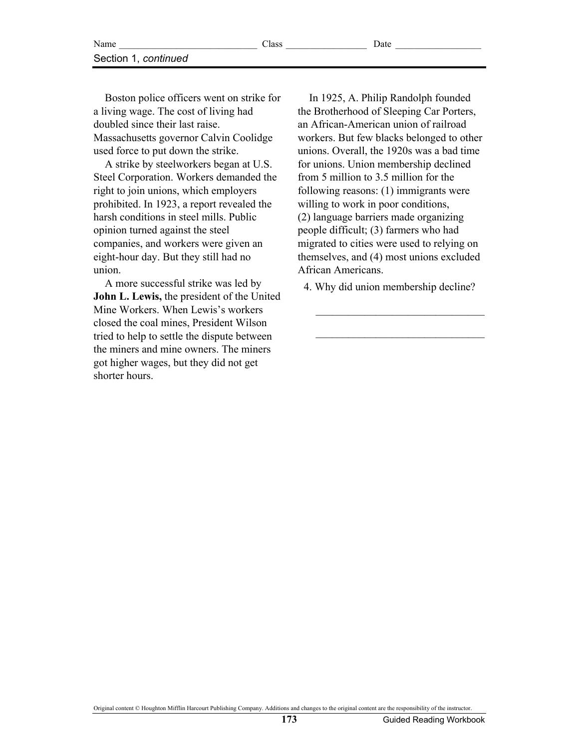Section 1, *continued*

Boston police officers went on strike for a living wage. The cost of living had doubled since their last raise. Massachusetts governor Calvin Coolidge used force to put down the strike.

A strike by steelworkers began at U.S. Steel Corporation. Workers demanded the right to join unions, which employers prohibited. In 1923, a report revealed the harsh conditions in steel mills. Public opinion turned against the steel companies, and workers were given an eight-hour day. But they still had no union.

A more successful strike was led by **John L. Lewis,** the president of the United Mine Workers. When Lewis's workers closed the coal mines, President Wilson tried to help to settle the dispute between the miners and mine owners. The miners got higher wages, but they did not get shorter hours.

In 1925, A. Philip Randolph founded the Brotherhood of Sleeping Car Porters, an African-American union of railroad workers. But few blacks belonged to other unions. Overall, the 1920s was a bad time for unions. Union membership declined from 5 million to 3.5 million for the following reasons: (1) immigrants were willing to work in poor conditions, (2) language barriers made organizing people difficult; (3) farmers who had migrated to cities were used to relying on themselves, and (4) most unions excluded African Americans.

4. Why did union membership decline?

_______________________________

_______________________________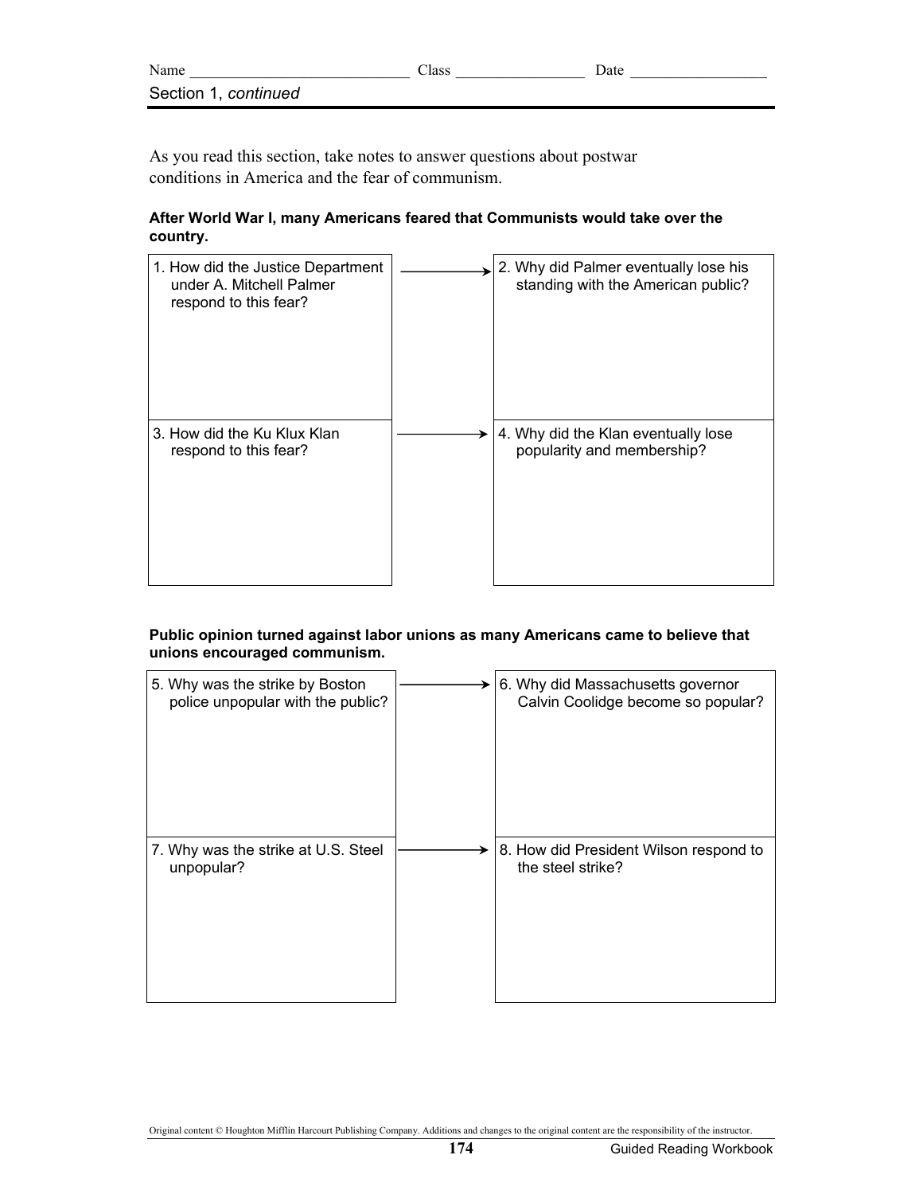Name _____________________________ Class _________________ Date __________________

Section 1, *continued*

As you read this section, take notes to answer questions about postwar conditions in America and the fear of communism.

**After World War I, many Americans feared that Communists would take over the country.**

| | |
|---|---|
| 1. How did the Justice Department under A. Mitchell Palmer respond to this fear? | 2. Why did Palmer eventually lose his standing with the American public? |
| 3. How did the Ku Klux Klan respond to this fear? | 4. Why did the Klan eventually lose popularity and membership? |

**Public opinion turned against labor unions as many Americans came to believe that unions encouraged communism.**

| | |
|---|---|
| 5. Why was the strike by Boston police unpopular with the public? | 6. Why did Massachusetts governor Calvin Coolidge become so popular? |
| 7. Why was the strike at U.S. Steel unpopular? | 8. How did President Wilson respond to the steel strike? |

Original content © Houghton Mifflin Harcourt Publishing Company. Additions and changes to the original content are the responsibility of the instructor.